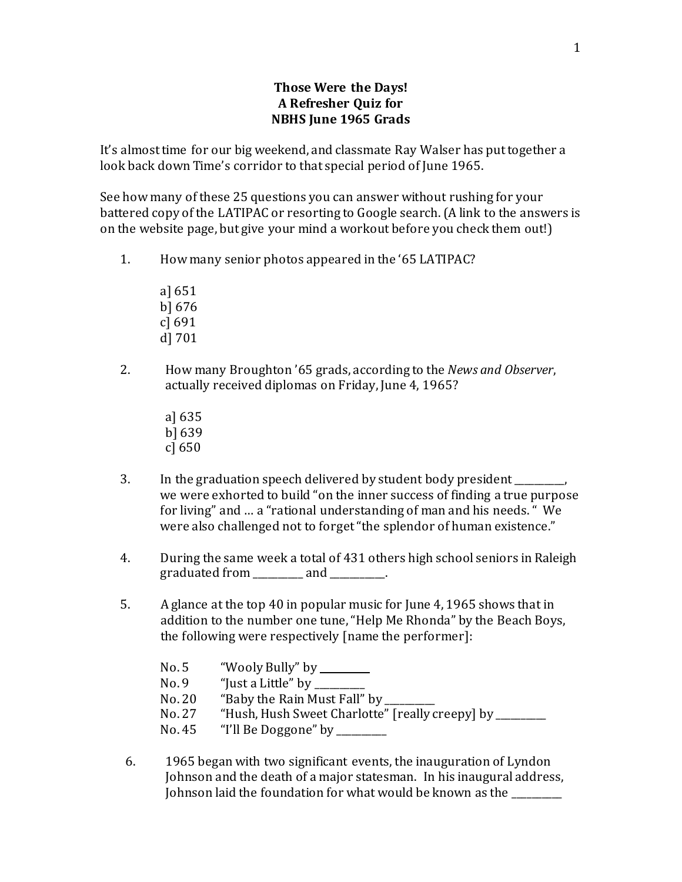**Those Were the Days!**
**A Refresher Quiz for**
**NBHS June 1965 Grads**

It's almost time for our big weekend, and classmate Ray Walser has put together a look back down Time's corridor to that special period of June 1965.

See how many of these 25 questions you can answer without rushing for your battered copy of the LATIPAC or resorting to Google search. (A link to the answers is on the website page, but give your mind a workout before you check them out!)

1. How many senior photos appeared in the '65 LATIPAC?

   a] 651
   b] 676
   c] 691
   d] 701

2. How many Broughton '65 grads, according to the *News and Observer*, actually received diplomas on Friday, June 4, 1965?

   a] 635
   b] 639
   c] 650

3. In the graduation speech delivered by student body president __________, we were exhorted to build "on the inner success of finding a true purpose for living" and … a "rational understanding of man and his needs. " We were also challenged not to forget "the splendor of human existence."

4. During the same week a total of 431 others high school seniors in Raleigh graduated from __________ and __________.

5. A glance at the top 40 in popular music for June 4, 1965 shows that in addition to the number one tune, "Help Me Rhonda" by the Beach Boys, the following were respectively [name the performer]:

   No. 5 "Wooly Bully" by __________
   No. 9 "Just a Little" by __________
   No. 20 "Baby the Rain Must Fall" by __________
   No. 27 "Hush, Hush Sweet Charlotte" [really creepy] by __________
   No. 45 "I'll Be Doggone" by __________

6. 1965 began with two significant events, the inauguration of Lyndon Johnson and the death of a major statesman. In his inaugural address, Johnson laid the foundation for what would be known as the __________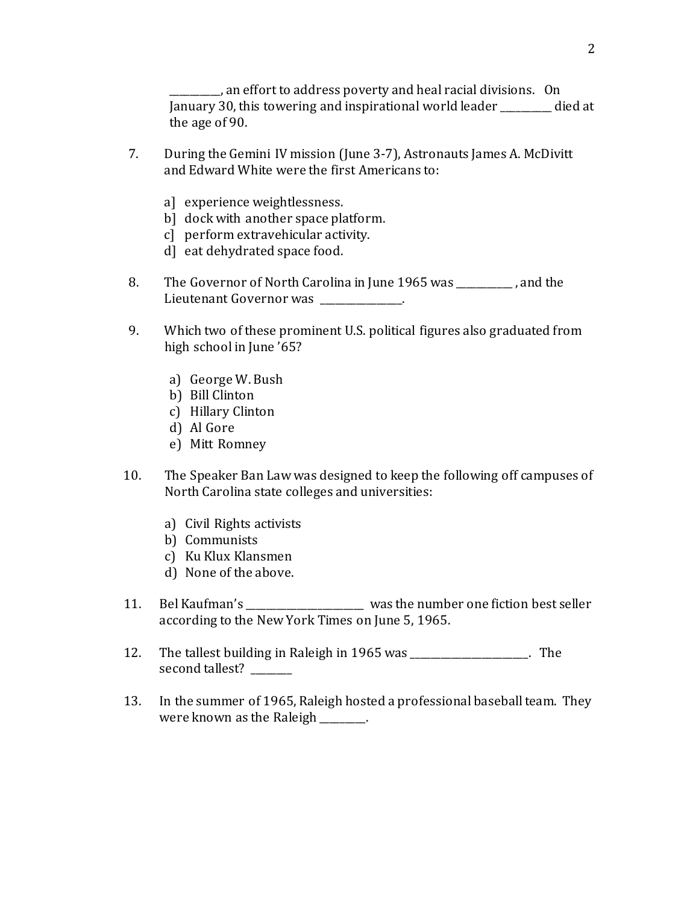__________, an effort to address poverty and heal racial divisions. On January 30, this towering and inspirational world leader __________ died at the age of 90.

7. During the Gemini IV mission (June 3-7), Astronauts James A. McDivitt and Edward White were the first Americans to:

   a] experience weightlessness.
   b] dock with another space platform.
   c] perform extravehicular activity.
   d] eat dehydrated space food.

8. The Governor of North Carolina in June 1965 was ___________ , and the Lieutenant Governor was ________________.

9. Which two of these prominent U.S. political figures also graduated from high school in June '65?

   a) George W. Bush
   b) Bill Clinton
   c) Hillary Clinton
   d) Al Gore
   e) Mitt Romney

10. The Speaker Ban Law was designed to keep the following off campuses of North Carolina state colleges and universities:

    a) Civil Rights activists
    b) Communists
    c) Ku Klux Klansmen
    d) None of the above.

11. Bel Kaufman's ________________________ was the number one fiction best seller according to the New York Times on June 5, 1965.

12. The tallest building in Raleigh in 1965 was ________________________. The second tallest? ________

13. In the summer of 1965, Raleigh hosted a professional baseball team. They were known as the Raleigh _________.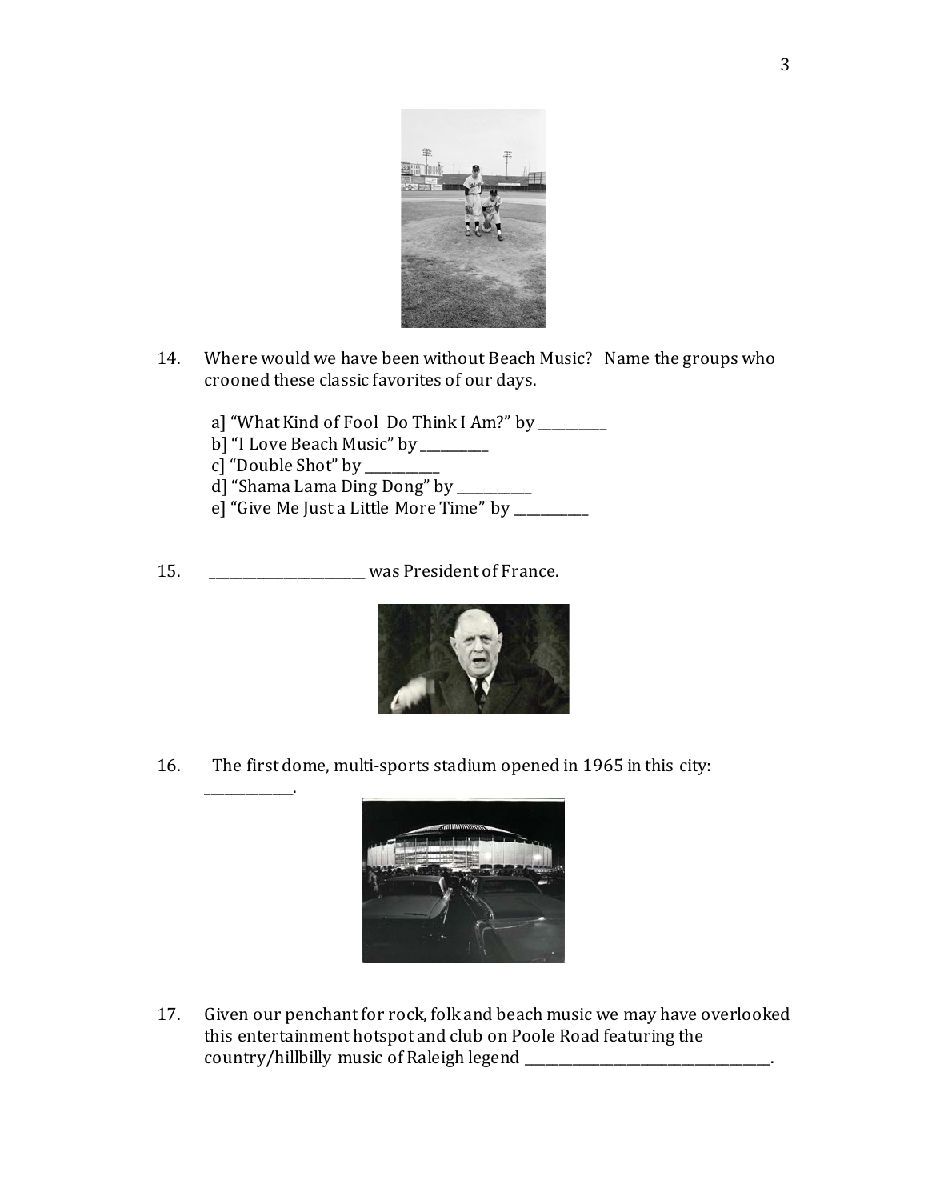14. Where would we have been without Beach Music? Name the groups who crooned these classic favorites of our days.

    a] "What Kind of Fool Do Think I Am?" by __________
    b] "I Love Beach Music" by __________
    c] "Double Shot" by ___________
    d] "Shama Lama Ding Dong" by ___________
    e] "Give Me Just a Little More Time" by ___________

15. ________________________ was President of France.

16. The first dome, multi-sports stadium opened in 1965 in this city: _____________.

17. Given our penchant for rock, folk and beach music we may have overlooked this entertainment hotspot and club on Poole Road featuring the country/hillbilly music of Raleigh legend ____________________________________.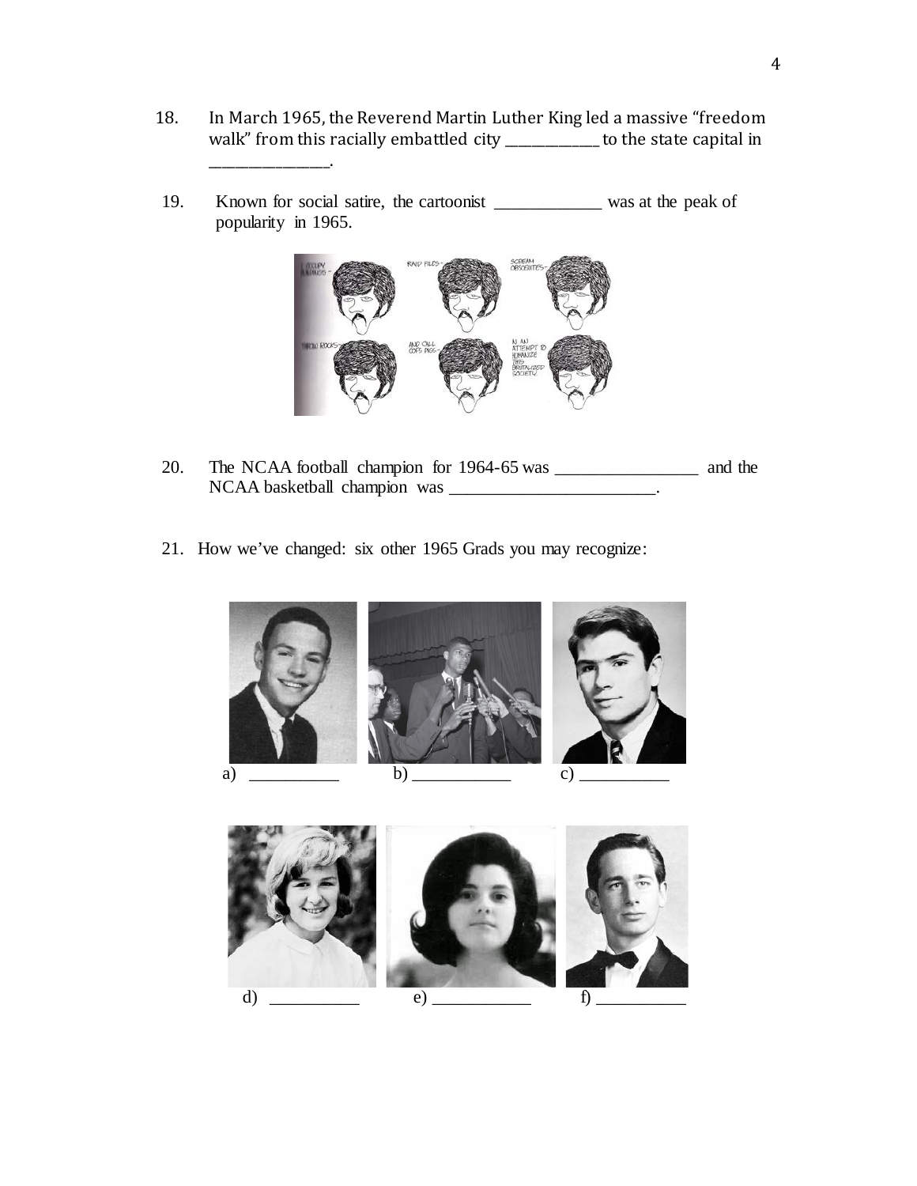18. In March 1965, the Reverend Martin Luther King led a massive "freedom walk" from this racially embattled city ____________ to the state capital in _______________.

19. Known for social satire, the cartoonist _____________ was at the peak of popularity in 1965.

20. The NCAA football champion for 1964-65 was _________________ and the NCAA basketball champion was ________________________.

21. How we've changed: six other 1965 Grads you may recognize:

a) __________ b) ___________ c) __________

d) __________ e) ___________ f) __________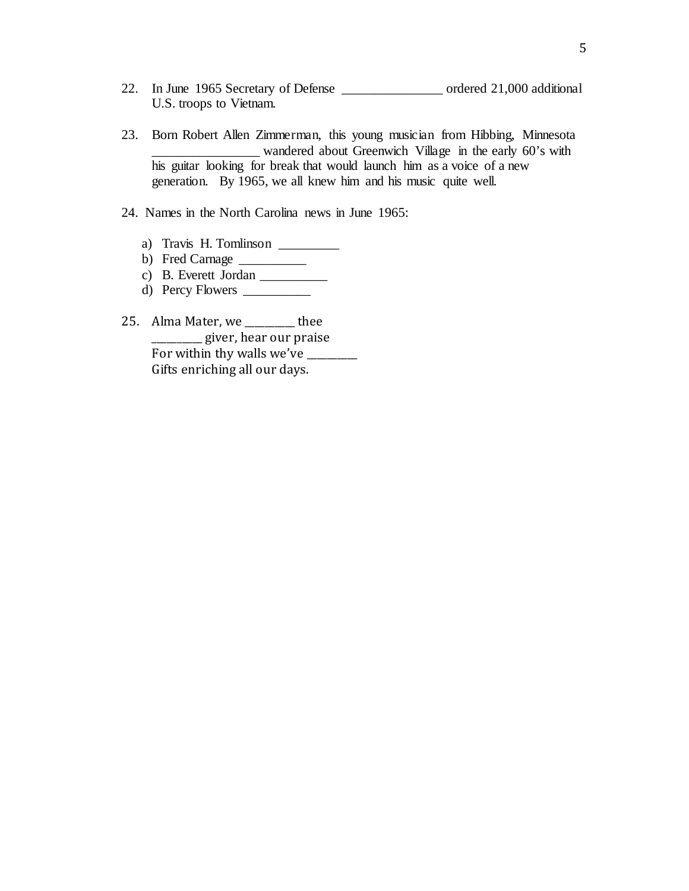22. In June 1965 Secretary of Defense _______________ ordered 21,000 additional U.S. troops to Vietnam.

23. Born Robert Allen Zimmerman, this young musician from Hibbing, Minnesota ________________ wandered about Greenwich Village in the early 60's with his guitar looking for break that would launch him as a voice of a new generation. By 1965, we all knew him and his music quite well.

24. Names in the North Carolina news in June 1965:

    a) Travis H. Tomlinson _________
    b) Fred Carnage __________
    c) B. Everett Jordan __________
    d) Percy Flowers __________

25. Alma Mater, we ________ thee  
    ________ giver, hear our praise  
    For within thy walls we've ________  
    Gifts enriching all our days.